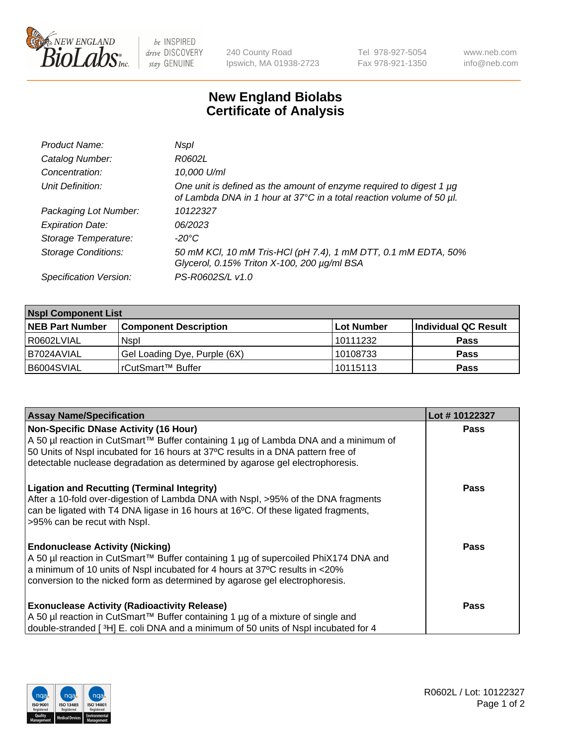# New England Biolabs
# Certificate of Analysis

| | |
|---|---|
| *Product Name:* | *NspI* |
| *Catalog Number:* | *R0602L* |
| *Concentration:* | *10,000 U/ml* |
| *Unit Definition:* | *One unit is defined as the amount of enzyme required to digest 1 µg of Lambda DNA in 1 hour at 37°C in a total reaction volume of 50 µl.* |
| *Packaging Lot Number:* | *10122327* |
| *Expiration Date:* | *06/2023* |
| *Storage Temperature:* | *-20°C* |
| *Storage Conditions:* | *50 mM KCl, 10 mM Tris-HCl (pH 7.4), 1 mM DTT, 0.1 mM EDTA, 50% Glycerol, 0.15% Triton X-100, 200 µg/ml BSA* |
| *Specification Version:* | *PS-R0602S/L v1.0* |

| **NspI Component List** | | | |
|---|---|---|---|
| **NEB Part Number** | **Component Description** | **Lot Number** | **Individual QC Result** |
| R0602LVIAL | NspI | 10111232 | **Pass** |
| B7024AVIAL | Gel Loading Dye, Purple (6X) | 10108733 | **Pass** |
| B6004SVIAL | rCutSmart™ Buffer | 10115113 | **Pass** |

| **Assay Name/Specification** | **Lot # 10122327** |
|---|---|
| **Non-Specific DNase Activity (16 Hour)**<br>A 50 µl reaction in CutSmart™ Buffer containing 1 µg of Lambda DNA and a minimum of 50 Units of NspI incubated for 16 hours at 37ºC results in a DNA pattern free of detectable nuclease degradation as determined by agarose gel electrophoresis. | **Pass** |
| **Ligation and Recutting (Terminal Integrity)**<br>After a 10-fold over-digestion of Lambda DNA with NspI, >95% of the DNA fragments can be ligated with T4 DNA ligase in 16 hours at 16ºC. Of these ligated fragments, >95% can be recut with NspI. | **Pass** |
| **Endonuclease Activity (Nicking)**<br>A 50 µl reaction in CutSmart™ Buffer containing 1 µg of supercoiled PhiX174 DNA and a minimum of 10 units of NspI incubated for 4 hours at 37ºC results in <20% conversion to the nicked form as determined by agarose gel electrophoresis. | **Pass** |
| **Exonuclease Activity (Radioactivity Release)**<br>A 50 µl reaction in CutSmart™ Buffer containing 1 µg of a mixture of single and double-stranded [ $^3$H] E. coli DNA and a minimum of 50 units of NspI incubated for 4 | **Pass** |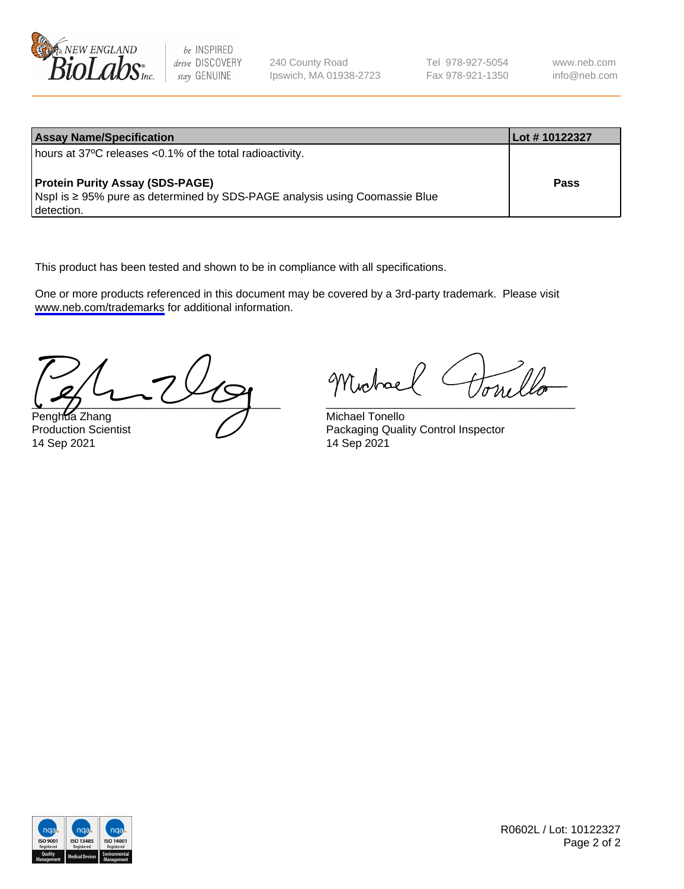| Assay Name/Specification | Lot # 10122327 |
|---|---|
| hours at 37ºC releases <0.1% of the total radioactivity. | |
| **Protein Purity Assay (SDS-PAGE)**<br>NspI is ≥ 95% pure as determined by SDS-PAGE analysis using Coomassie Blue detection. | **Pass** |

This product has been tested and shown to be in compliance with all specifications.

One or more products referenced in this document may be covered by a 3rd-party trademark. Please visit www.neb.com/trademarks for additional information.

Penghua Zhang
Production Scientist
14 Sep 2021

Michael Tonello
Packaging Quality Control Inspector
14 Sep 2021

R0602L / Lot: 10122327